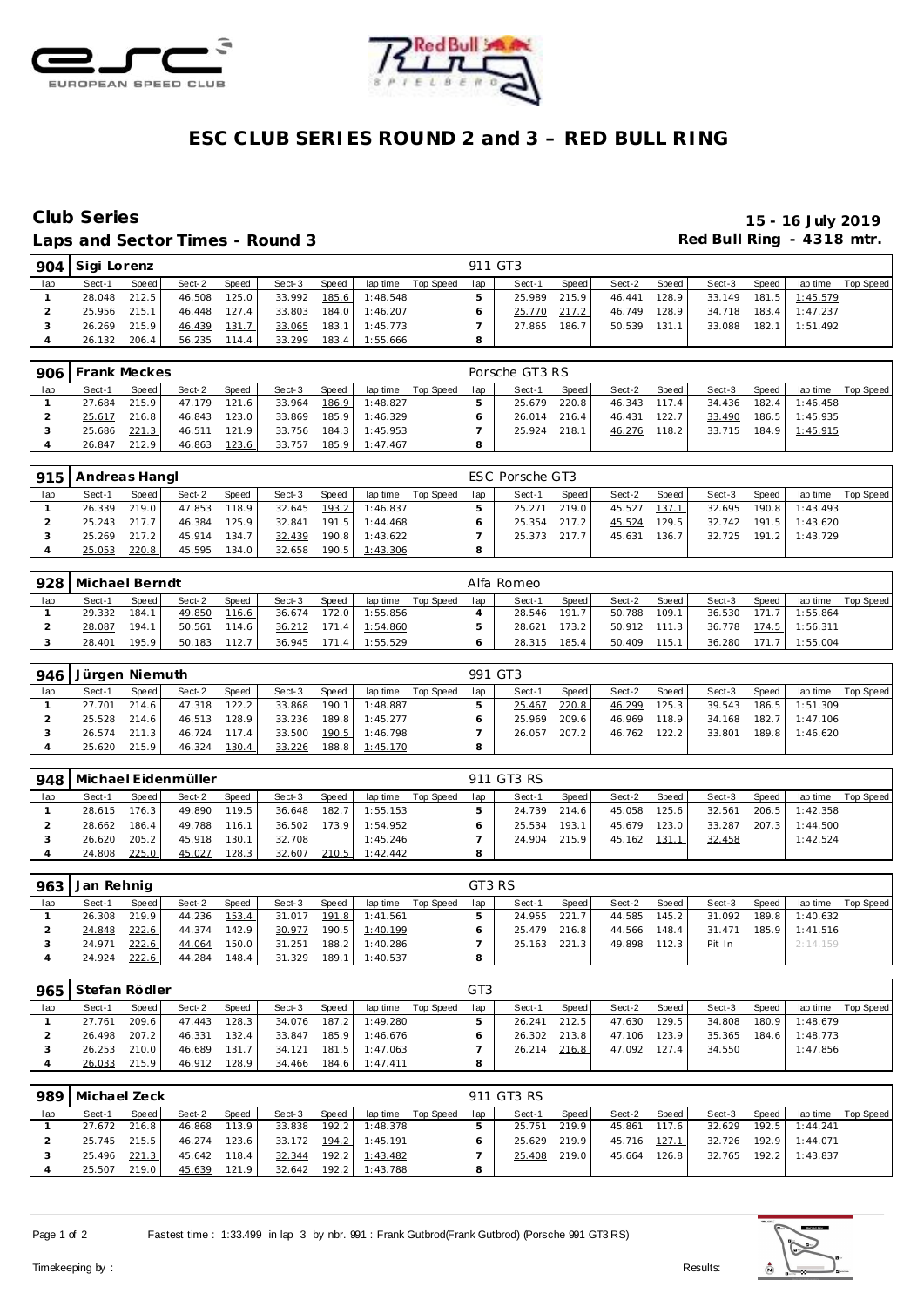// ESC CLUB SERIES ROUND 2 and 3 – RED BULL RING

## Club Series

**15 - 16 July 2019**

### Laps and Sector Times - Round 3

**Red Bull Ring - 4318 mtr.**

| 904 | Sigi Lorenz | | | | | | | | 911 GT3 | | | | | | | | |
|---|---|---|---|---|---|---|---|---|---|---|---|---|---|---|---|---|---|
| lap | Sect-1 | Speed | Sect-2 | Speed | Sect-3 | Speed | lap time | Top Speed | lap | Sect-1 | Speed | Sect-2 | Speed | Sect-3 | Speed | lap time | Top Speed |
| 1 | 28.048 | 212.5 | 46.508 | 125.0 | 33.992 | 185.6 | 1:48.548 | | 5 | 25.989 | 215.9 | 46.441 | 128.9 | 33.149 | 181.5 | 1:45.579 | |
| 2 | 25.956 | 215.1 | 46.448 | 127.4 | 33.803 | 184.0 | 1:46.207 | | 6 | 25.770 | 217.2 | 46.749 | 128.9 | 34.718 | 183.4 | 1:47.237 | |
| 3 | 26.269 | 215.9 | 46.439 | 131.7 | 33.065 | 183.1 | 1:45.773 | | 7 | 27.865 | 186.7 | 50.539 | 131.1 | 33.088 | 182.1 | 1:51.492 | |
| 4 | 26.132 | 206.4 | 56.235 | 114.4 | 33.299 | 183.4 | 1:55.666 | | 8 | | | | | | | | |

| 906 | Frank Meckes | | | | | | | | Porsche GT3 RS | | | | | | | | |
|---|---|---|---|---|---|---|---|---|---|---|---|---|---|---|---|---|---|
| lap | Sect-1 | Speed | Sect-2 | Speed | Sect-3 | Speed | lap time | Top Speed | lap | Sect-1 | Speed | Sect-2 | Speed | Sect-3 | Speed | lap time | Top Speed |
| 1 | 27.684 | 215.9 | 47.179 | 121.6 | 33.964 | 186.9 | 1:48.827 | | 5 | 25.679 | 220.8 | 46.343 | 117.4 | 34.436 | 182.4 | 1:46.458 | |
| 2 | 25.617 | 216.8 | 46.843 | 123.0 | 33.869 | 185.9 | 1:46.329 | | 6 | 26.014 | 216.4 | 46.431 | 122.7 | 33.490 | 186.5 | 1:45.935 | |
| 3 | 25.686 | 221.3 | 46.511 | 121.9 | 33.756 | 184.3 | 1:45.953 | | 7 | 25.924 | 218.1 | 46.276 | 118.2 | 33.715 | 184.9 | 1:45.915 | |
| 4 | 26.847 | 212.9 | 46.863 | 123.6 | 33.757 | 185.9 | 1:47.467 | | 8 | | | | | | | | |

| 915 | Andreas Hangl | | | | | | | | ESC Porsche GT3 | | | | | | | | |
|---|---|---|---|---|---|---|---|---|---|---|---|---|---|---|---|---|---|
| lap | Sect-1 | Speed | Sect-2 | Speed | Sect-3 | Speed | lap time | Top Speed | lap | Sect-1 | Speed | Sect-2 | Speed | Sect-3 | Speed | lap time | Top Speed |
| 1 | 26.339 | 219.0 | 47.853 | 118.9 | 32.645 | 193.2 | 1:46.837 | | 5 | 25.271 | 219.0 | 45.527 | 137.1 | 32.695 | 190.8 | 1:43.493 | |
| 2 | 25.243 | 217.7 | 46.384 | 125.9 | 32.841 | 191.5 | 1:44.468 | | 6 | 25.354 | 217.2 | 45.524 | 129.5 | 32.742 | 191.5 | 1:43.620 | |
| 3 | 25.269 | 217.2 | 45.914 | 134.7 | 32.439 | 190.8 | 1:43.622 | | 7 | 25.373 | 217.7 | 45.631 | 136.7 | 32.725 | 191.2 | 1:43.729 | |
| 4 | 25.053 | 220.8 | 45.595 | 134.0 | 32.658 | 190.5 | 1:43.306 | | 8 | | | | | | | | |

| 928 | Michael Berndt | | | | | | | | Alfa Romeo | | | | | | | | |
|---|---|---|---|---|---|---|---|---|---|---|---|---|---|---|---|---|---|
| lap | Sect-1 | Speed | Sect-2 | Speed | Sect-3 | Speed | lap time | Top Speed | lap | Sect-1 | Speed | Sect-2 | Speed | Sect-3 | Speed | lap time | Top Speed |
| 1 | 29.332 | 184.1 | 49.850 | 116.6 | 36.674 | 172.0 | 1:55.856 | | 4 | 28.546 | 191.7 | 50.788 | 109.1 | 36.530 | 171.7 | 1:55.864 | |
| 2 | 28.087 | 194.1 | 50.561 | 114.6 | 36.212 | 171.4 | 1:54.860 | | 5 | 28.621 | 173.2 | 50.912 | 111.3 | 36.778 | 174.5 | 1:56.311 | |
| 3 | 28.401 | 195.9 | 50.183 | 112.7 | 36.945 | 171.4 | 1:55.529 | | 6 | 28.315 | 185.4 | 50.409 | 115.1 | 36.280 | 171.7 | 1:55.004 | |

| 946 | Jürgen Niemuth | | | | | | | | 991 GT3 | | | | | | | | |
|---|---|---|---|---|---|---|---|---|---|---|---|---|---|---|---|---|---|
| lap | Sect-1 | Speed | Sect-2 | Speed | Sect-3 | Speed | lap time | Top Speed | lap | Sect-1 | Speed | Sect-2 | Speed | Sect-3 | Speed | lap time | Top Speed |
| 1 | 27.701 | 214.6 | 47.318 | 122.2 | 33.868 | 190.1 | 1:48.887 | | 5 | 25.467 | 220.8 | 46.299 | 125.3 | 39.543 | 186.5 | 1:51.309 | |
| 2 | 25.528 | 214.6 | 46.513 | 128.9 | 33.236 | 189.8 | 1:45.277 | | 6 | 25.969 | 209.6 | 46.969 | 118.9 | 34.168 | 182.7 | 1:47.106 | |
| 3 | 26.574 | 211.3 | 46.724 | 117.4 | 33.500 | 190.5 | 1:46.798 | | 7 | 26.057 | 207.2 | 46.762 | 122.2 | 33.801 | 189.8 | 1:46.620 | |
| 4 | 25.620 | 215.9 | 46.324 | 130.4 | 33.226 | 188.8 | 1:45.170 | | 8 | | | | | | | | |

| 948 | Michael Eidenmüller | | | | | | | | 911 GT3 RS | | | | | | | | |
|---|---|---|---|---|---|---|---|---|---|---|---|---|---|---|---|---|---|
| lap | Sect-1 | Speed | Sect-2 | Speed | Sect-3 | Speed | lap time | Top Speed | lap | Sect-1 | Speed | Sect-2 | Speed | Sect-3 | Speed | lap time | Top Speed |
| 1 | 28.615 | 176.3 | 49.890 | 119.5 | 36.648 | 182.7 | 1:55.153 | | 5 | 24.739 | 214.6 | 45.058 | 125.6 | 32.561 | 206.5 | 1:42.358 | |
| 2 | 28.662 | 186.4 | 49.788 | 116.1 | 36.502 | 173.9 | 1:54.952 | | 6 | 25.534 | 193.1 | 45.679 | 123.0 | 33.287 | 207.3 | 1:44.500 | |
| 3 | 26.620 | 205.2 | 45.918 | 130.1 | 32.708 | | 1:45.246 | | 7 | 24.904 | 215.9 | 45.162 | 131.1 | 32.458 | | 1:42.524 | |
| 4 | 24.808 | 225.0 | 45.027 | 128.3 | 32.607 | 210.5 | 1:42.442 | | 8 | | | | | | | | |

| 963 | Jan Rehnig | | | | | | | | GT3 RS | | | | | | | | |
|---|---|---|---|---|---|---|---|---|---|---|---|---|---|---|---|---|---|
| lap | Sect-1 | Speed | Sect-2 | Speed | Sect-3 | Speed | lap time | Top Speed | lap | Sect-1 | Speed | Sect-2 | Speed | Sect-3 | Speed | lap time | Top Speed |
| 1 | 26.308 | 219.9 | 44.236 | 153.4 | 31.017 | 191.8 | 1:41.561 | | 5 | 24.955 | 221.7 | 44.585 | 145.2 | 31.092 | 189.8 | 1:40.632 | |
| 2 | 24.848 | 222.6 | 44.374 | 142.9 | 30.977 | 190.5 | 1:40.199 | | 6 | 25.479 | 216.8 | 44.566 | 148.4 | 31.471 | 185.9 | 1:41.516 | |
| 3 | 24.971 | 222.6 | 44.064 | 150.0 | 31.251 | 188.2 | 1:40.286 | | 7 | 25.163 | 221.3 | 49.898 | 112.3 | Pit In | | 2:14.159 | |
| 4 | 24.924 | 222.6 | 44.284 | 148.4 | 31.329 | 189.1 | 1:40.537 | | 8 | | | | | | | | |

| 965 | Stefan Rödler | | | | | | | | GT3 | | | | | | | | |
|---|---|---|---|---|---|---|---|---|---|---|---|---|---|---|---|---|---|
| lap | Sect-1 | Speed | Sect-2 | Speed | Sect-3 | Speed | lap time | Top Speed | lap | Sect-1 | Speed | Sect-2 | Speed | Sect-3 | Speed | lap time | Top Speed |
| 1 | 27.761 | 209.6 | 47.443 | 128.3 | 34.076 | 187.2 | 1:49.280 | | 5 | 26.241 | 212.5 | 47.630 | 129.5 | 34.808 | 180.9 | 1:48.679 | |
| 2 | 26.498 | 207.2 | 46.331 | 132.4 | 33.847 | 185.9 | 1:46.676 | | 6 | 26.302 | 213.8 | 47.106 | 123.9 | 35.365 | 184.6 | 1:48.773 | |
| 3 | 26.253 | 210.0 | 46.689 | 131.7 | 34.121 | 181.5 | 1:47.063 | | 7 | 26.214 | 216.8 | 47.092 | 127.4 | 34.550 | | 1:47.856 | |
| 4 | 26.033 | 215.9 | 46.912 | 128.9 | 34.466 | 184.6 | 1:47.411 | | 8 | | | | | | | | |

| 989 | Michael Zeck | | | | | | | | 911 GT3 RS | | | | | | | | |
|---|---|---|---|---|---|---|---|---|---|---|---|---|---|---|---|---|---|
| lap | Sect-1 | Speed | Sect-2 | Speed | Sect-3 | Speed | lap time | Top Speed | lap | Sect-1 | Speed | Sect-2 | Speed | Sect-3 | Speed | lap time | Top Speed |
| 1 | 27.672 | 216.8 | 46.868 | 113.9 | 33.838 | 192.2 | 1:48.378 | | 5 | 25.751 | 219.9 | 45.861 | 117.6 | 32.629 | 192.5 | 1:44.241 | |
| 2 | 25.745 | 215.5 | 46.274 | 123.6 | 33.172 | 194.2 | 1:45.191 | | 6 | 25.629 | 219.9 | 45.716 | 127.1 | 32.726 | 192.9 | 1:44.071 | |
| 3 | 25.496 | 221.3 | 45.642 | 118.4 | 32.344 | 192.2 | 1:43.482 | | 7 | 25.408 | 219.0 | 45.664 | 126.8 | 32.765 | 192.2 | 1:43.837 | |
| 4 | 25.507 | 219.0 | 45.639 | 121.9 | 32.642 | 192.2 | 1:43.788 | | 8 | | | | | | | | |

Fastest time : 1:33.499 in lap 3 by nbr. 991 : Frank Gutbrod(Frank Gutbrod) (Porsche 991 GT3 RS)

Timekeeping by : Results: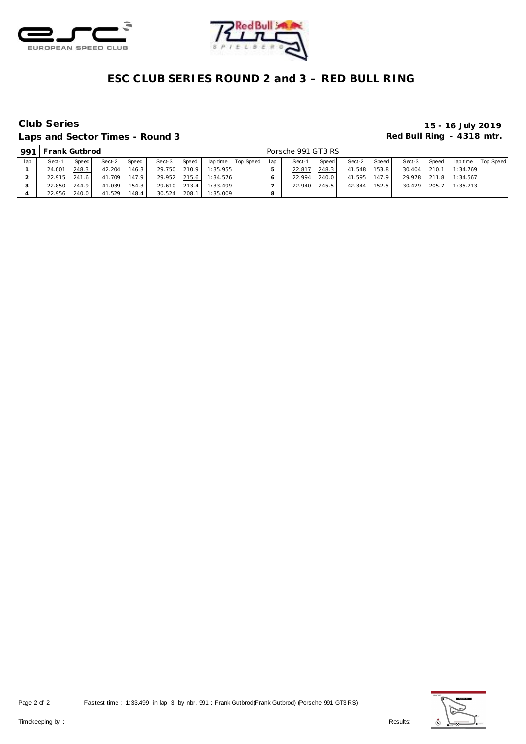# ESC CLUB SERIES ROUND 2 and 3 – RED BULL RING

## Club Series

**15 - 16 July 2019**

### Laps and Sector Times - Round 3

**Red Bull Ring - 4318 mtr.**

| 991 | Frank Gutbrod | | | | | | | | Porsche 991 GT3 RS | | | | | | | | |
|---|---|---|---|---|---|---|---|---|---|---|---|---|---|---|---|---|---|
| lap | Sect-1 | Speed | Sect-2 | Speed | Sect-3 | Speed | lap time | Top Speed | lap | Sect-1 | Speed | Sect-2 | Speed | Sect-3 | Speed | lap time | Top Speed |
| 1 | 24.001 | 248.3 | 42.204 | 146.3 | 29.750 | 210.9 | 1:35.955 | | 5 | 22.817 | 248.3 | 41.548 | 153.8 | 30.404 | 210.1 | 1:34.769 | |
| 2 | 22.915 | 241.6 | 41.709 | 147.9 | 29.952 | 215.6 | 1:34.576 | | 6 | 22.994 | 240.0 | 41.595 | 147.9 | 29.978 | 211.8 | 1:34.567 | |
| 3 | 22.850 | 244.9 | 41.039 | 154.3 | 29.610 | 213.4 | 1:33.499 | | 7 | 22.940 | 245.5 | 42.344 | 152.5 | 30.429 | 205.7 | 1:35.713 | |
| 4 | 22.956 | 240.0 | 41.529 | 148.4 | 30.524 | 208.1 | 1:35.009 | | 8 | | | | | | | | |

Fastest time : 1:33.499 in lap 3 by nbr. 991 : Frank Gutbrod(Frank Gutbrod) (Porsche 991 GT3 RS)

Timekeeping by :

Results: